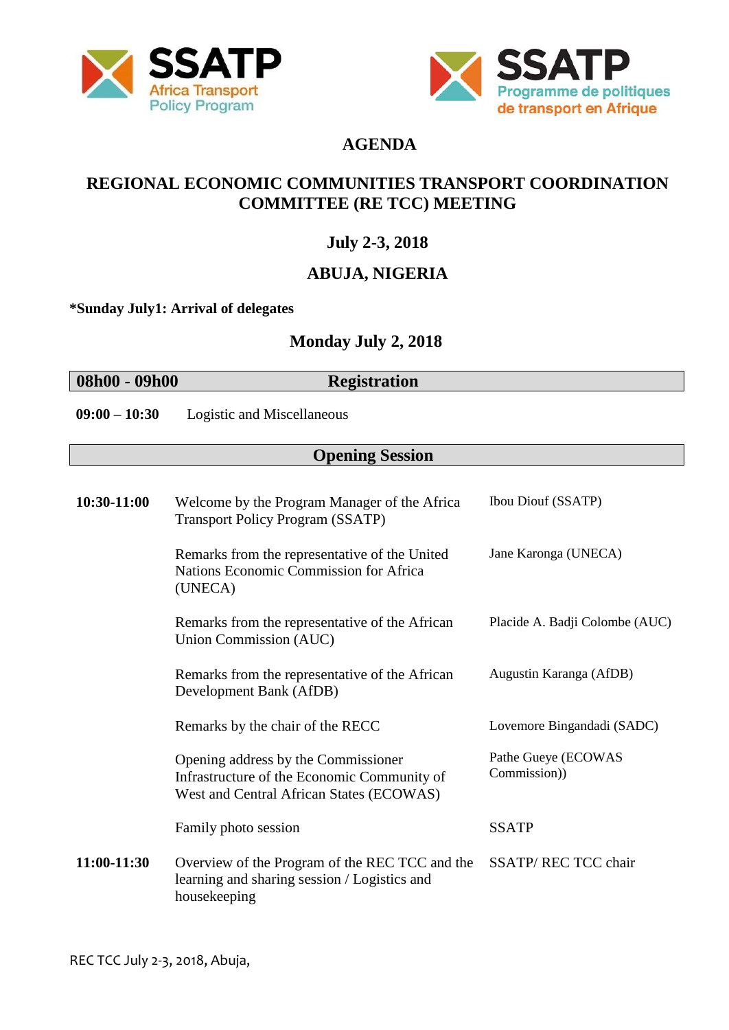SSATP Africa Transport Policy Program

SSATP Programme de politiques de transport en Afrique

# AGENDA

## REGIONAL ECONOMIC COMMUNITIES TRANSPORT COORDINATION COMMITTEE (RE TCC) MEETING

### July 2-3, 2018

### ABUJA, NIGERIA

**\*Sunday July1: Arrival of delegates**

### Monday July 2, 2018

| **08h00 - 09h00** | **Registration** | |
|---|---|---|
| **09:00 – 10:30** | Logistic and Miscellaneous | |
| | **Opening Session** | |
| **10:30-11:00** | Welcome by the Program Manager of the Africa Transport Policy Program (SSATP) | Ibou Diouf (SSATP) |
| | Remarks from the representative of the United Nations Economic Commission for Africa (UNECA) | Jane Karonga (UNECA) |
| | Remarks from the representative of the African Union Commission (AUC) | Placide A. Badji Colombe (AUC) |
| | Remarks from the representative of the African Development Bank (AfDB) | Augustin Karanga (AfDB) |
| | Remarks by the chair of the RECC | Lovemore Bingandadi (SADC) |
| | Opening address by the Commissioner Infrastructure of the Economic Community of West and Central African States (ECOWAS) | Pathe Gueye (ECOWAS Commission)) |
| | Family photo session | SSATP |
| **11:00-11:30** | Overview of the Program of the REC TCC and the learning and sharing session / Logistics and housekeeping | SSATP/ REC TCC chair |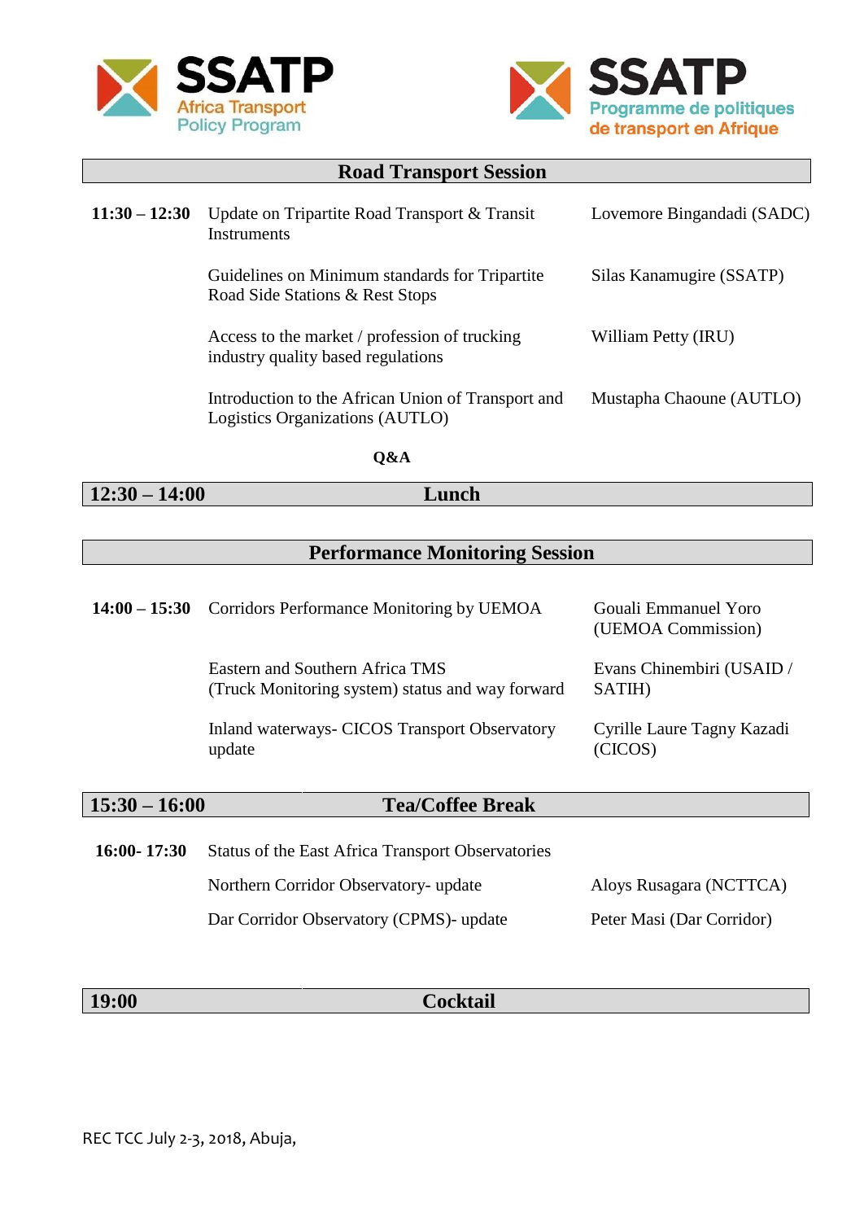| | **Road Transport Session** | |
|---|---|---|
| **11:30 – 12:30** | Update on Tripartite Road Transport & Transit Instruments | Lovemore Bingandadi (SADC) |
| | Guidelines on Minimum standards for Tripartite Road Side Stations & Rest Stops | Silas Kanamugire (SSATP) |
| | Access to the market / profession of trucking industry quality based regulations | William Petty (IRU) |
| | Introduction to the African Union of Transport and Logistics Organizations (AUTLO) | Mustapha Chaoune (AUTLO) |
| | **Q&A** | |
| **12:30 – 14:00** | **Lunch** | |
| | **Performance Monitoring Session** | |
| **14:00 – 15:30** | Corridors Performance Monitoring by UEMOA | Gouali Emmanuel Yoro (UEMOA Commission) |
| | Eastern and Southern Africa TMS (Truck Monitoring system) status and way forward | Evans Chinembiri (USAID / SATIH) |
| | Inland waterways- CICOS Transport Observatory update | Cyrille Laure Tagny Kazadi (CICOS) |
| **15:30 – 16:00** | **Tea/Coffee Break** | |
| **16:00- 17:30** | Status of the East Africa Transport Observatories | |
| | Northern Corridor Observatory- update | Aloys Rusagara (NCTTCA) |
| | Dar Corridor Observatory (CPMS)- update | Peter Masi (Dar Corridor) |
| **19:00** | **Cocktail** | |

REC TCC July 2-3, 2018, Abuja,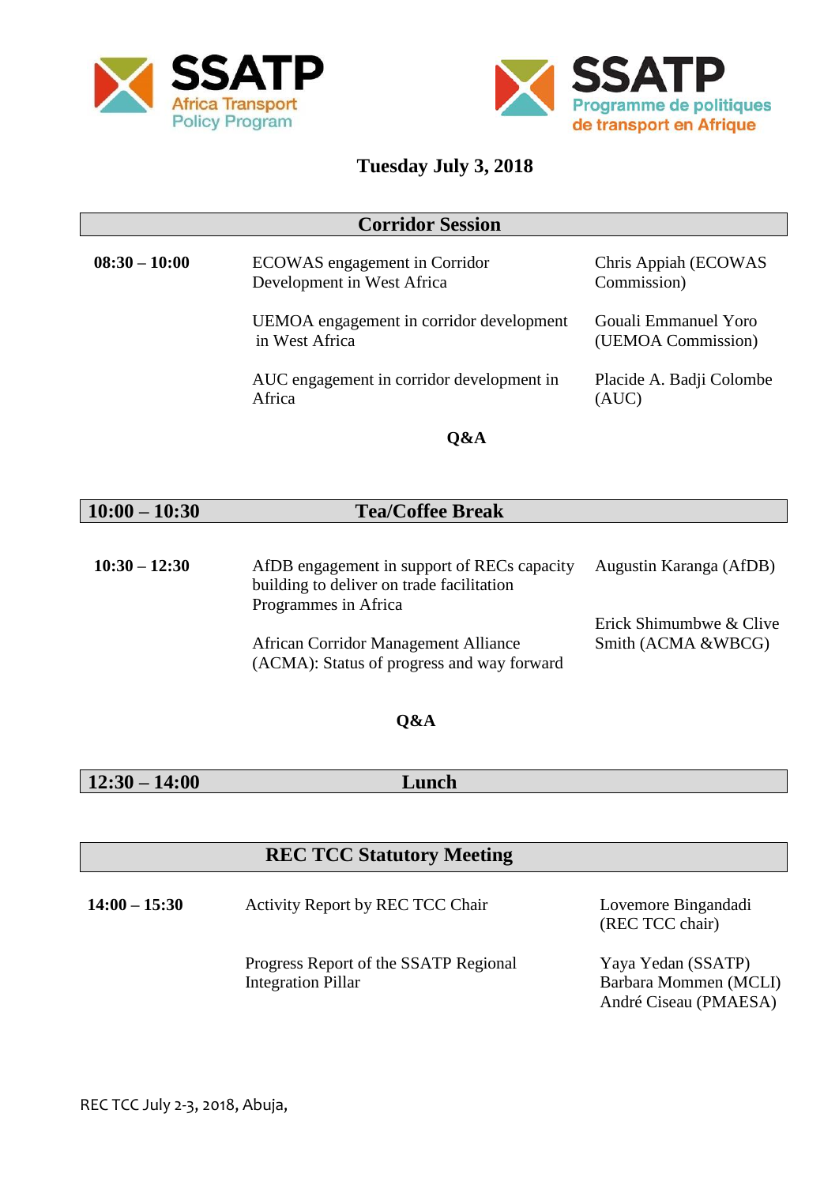**Tuesday July 3, 2018**

| Corridor Session | | |
|---|---|---|
| **08:30 – 10:00** | ECOWAS engagement in Corridor Development in West Africa | Chris Appiah (ECOWAS Commission) |
| | UEMOA engagement in corridor development in West Africa | Gouali Emmanuel Yoro (UEMOA Commission) |
| | AUC engagement in corridor development in Africa | Placide A. Badji Colombe (AUC) |
| | **Q&A** | |

| **10:00 – 10:30** | **Tea/Coffee Break** | |
|---|---|---|
| **10:30 – 12:30** | AfDB engagement in support of RECs capacity building to deliver on trade facilitation Programmes in Africa | Augustin Karanga (AfDB) |
| | African Corridor Management Alliance (ACMA): Status of progress and way forward | Erick Shimumbwe & Clive Smith (ACMA &WBCG) |
| | **Q&A** | |

| **12:30 – 14:00** | **Lunch** | |
|---|---|---|

| REC TCC Statutory Meeting | | |
|---|---|---|
| **14:00 – 15:30** | Activity Report by REC TCC Chair | Lovemore Bingandadi (REC TCC chair) |
| | Progress Report of the SSATP Regional Integration Pillar | Yaya Yedan (SSATP)<br>Barbara Mommen (MCLI)<br>André Ciseau (PMAESA) |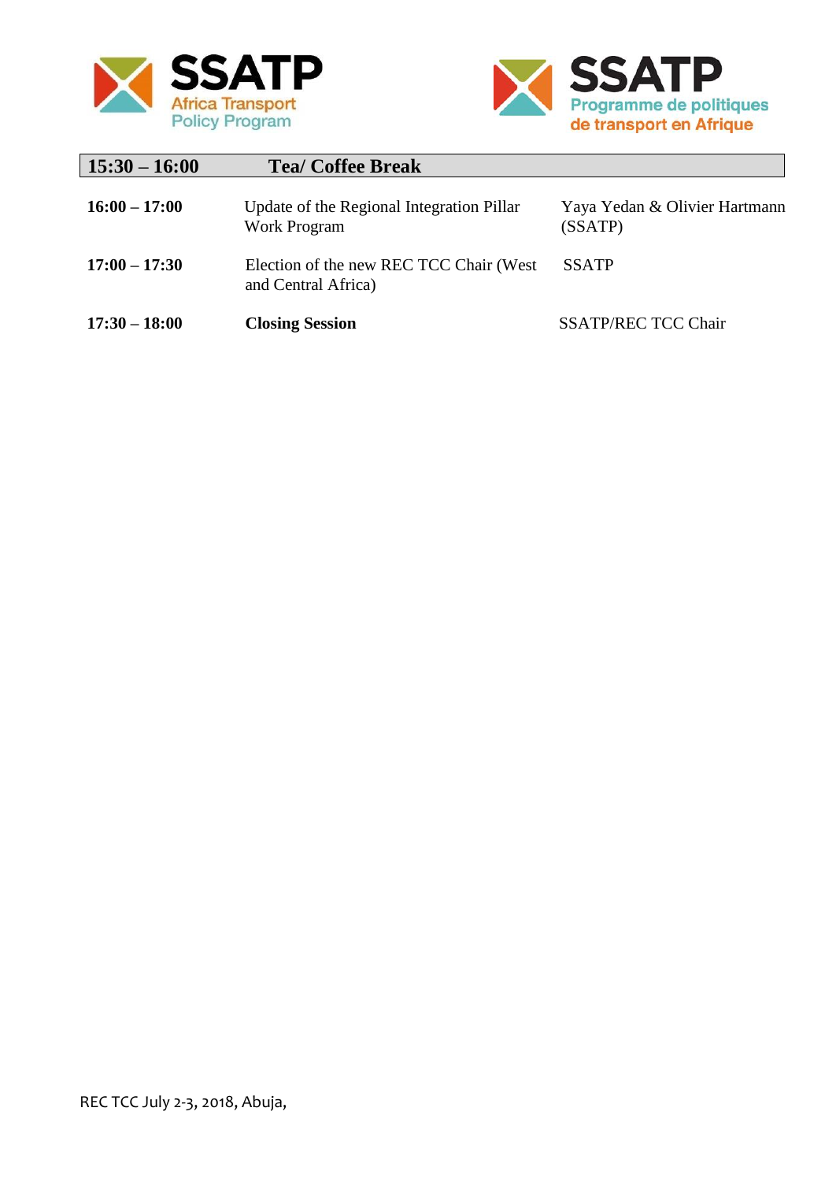| | | |
|---|---|---|
| **15:30 – 16:00** | **Tea/ Coffee Break** | |
| **16:00 – 17:00** | Update of the Regional Integration Pillar Work Program | Yaya Yedan & Olivier Hartmann (SSATP) |
| **17:00 – 17:30** | Election of the new REC TCC Chair (West and Central Africa) | SSATP |
| **17:30 – 18:00** | **Closing Session** | SSATP/REC TCC Chair |

REC TCC July 2-3, 2018, Abuja,